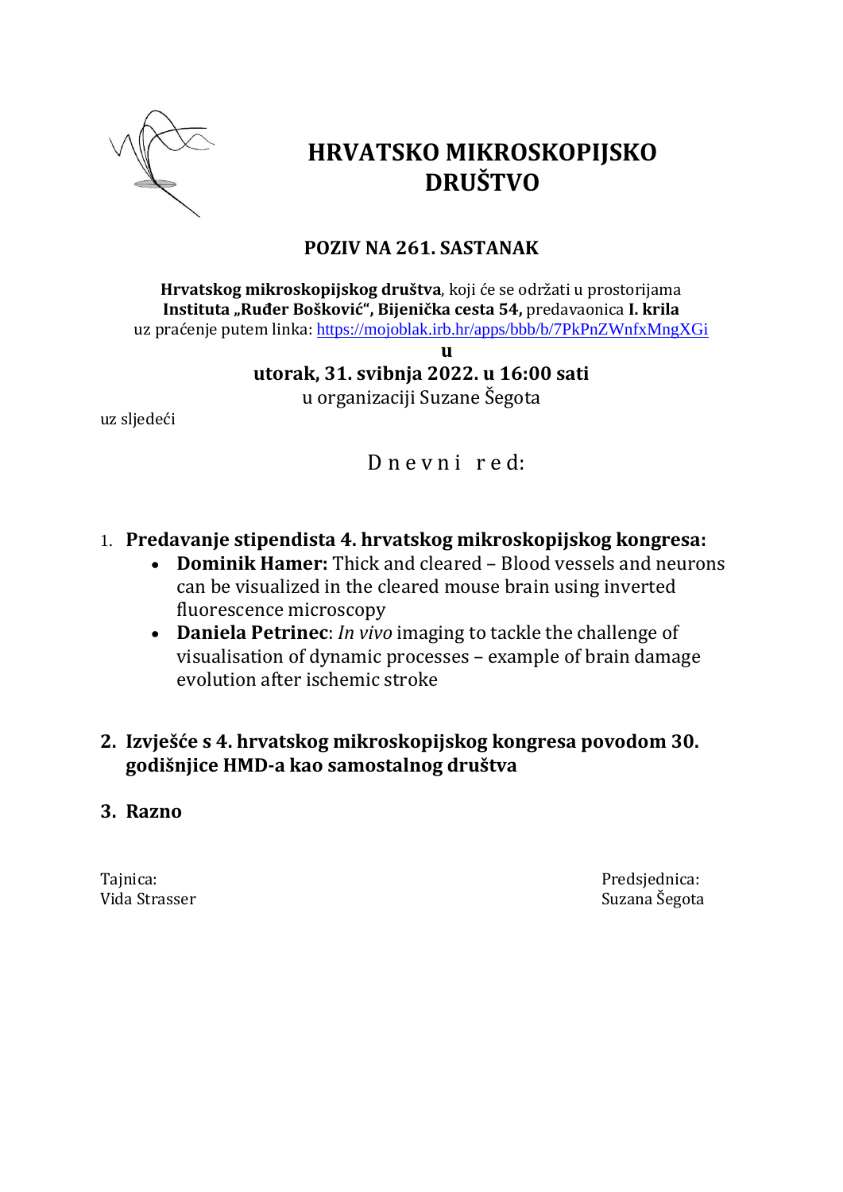# HRVATSKO MIKROSKOPIJSKO DRUŠTVO

## POZIV NA 261. SASTANAK

**Hrvatskog mikroskopijskog društva**, koji će se održati u prostorijama **Instituta „Ruđer Bošković", Bijenička cesta 54,** predavaonica **I. krila** uz praćenje putem linka: https://mojoblak.irb.hr/apps/bbb/b/7PkPnZWnfxMngXGi

**u**

**utorak, 31. svibnja 2022. u 16:00 sati**

u organizaciji Suzane Šegota

uz sljedeći

D n e v n i  r e d:

1. **Predavanje stipendista 4. hrvatskog mikroskopijskog kongresa:**
   - **Dominik Hamer:** Thick and cleared – Blood vessels and neurons can be visualized in the cleared mouse brain using inverted fluorescence microscopy
   - **Daniela Petrinec**: *In vivo* imaging to tackle the challenge of visualisation of dynamic processes – example of brain damage evolution after ischemic stroke

2. **Izvješće s 4. hrvatskog mikroskopijskog kongresa povodom 30. godišnjice HMD-a kao samostalnog društva**

3. **Razno**

Tajnica:
Vida Strasser

Predsjednica:
Suzana Šegota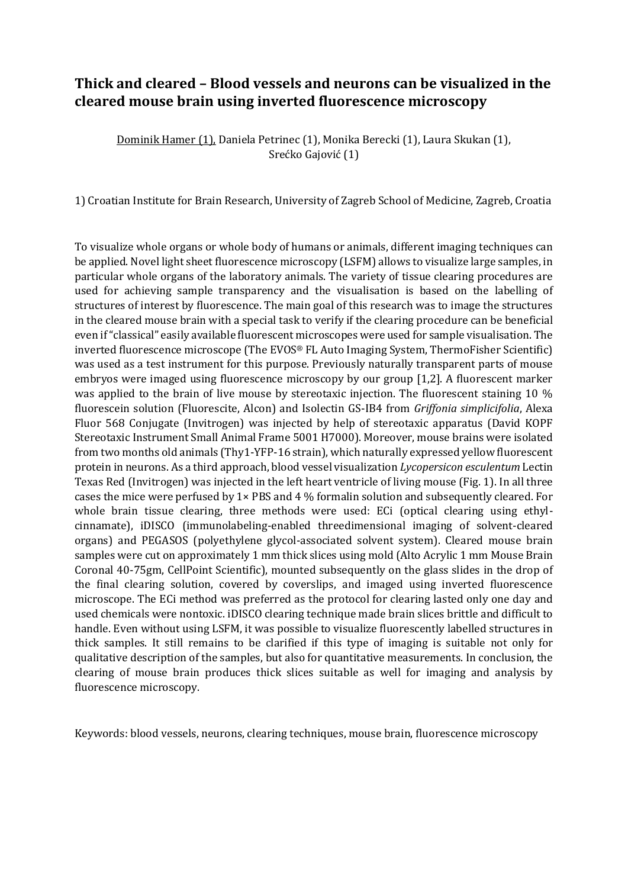# Thick and cleared – Blood vessels and neurons can be visualized in the cleared mouse brain using inverted fluorescence microscopy

Dominik Hamer (1), Daniela Petrinec (1), Monika Berecki (1), Laura Skukan (1), Srećko Gajović (1)

1) Croatian Institute for Brain Research, University of Zagreb School of Medicine, Zagreb, Croatia

To visualize whole organs or whole body of humans or animals, different imaging techniques can be applied. Novel light sheet fluorescence microscopy (LSFM) allows to visualize large samples, in particular whole organs of the laboratory animals. The variety of tissue clearing procedures are used for achieving sample transparency and the visualisation is based on the labelling of structures of interest by fluorescence. The main goal of this research was to image the structures in the cleared mouse brain with a special task to verify if the clearing procedure can be beneficial even if "classical" easily available fluorescent microscopes were used for sample visualisation. The inverted fluorescence microscope (The EVOS® FL Auto Imaging System, ThermoFisher Scientific) was used as a test instrument for this purpose. Previously naturally transparent parts of mouse embryos were imaged using fluorescence microscopy by our group [1,2]. A fluorescent marker was applied to the brain of live mouse by stereotaxic injection. The fluorescent staining 10 % fluorescein solution (Fluorescite, Alcon) and Isolectin GS-IB4 from *Griffonia simplicifolia*, Alexa Fluor 568 Conjugate (Invitrogen) was injected by help of stereotaxic apparatus (David KOPF Stereotaxic Instrument Small Animal Frame 5001 H7000). Moreover, mouse brains were isolated from two months old animals (Thy1-YFP-16 strain), which naturally expressed yellow fluorescent protein in neurons. As a third approach, blood vessel visualization *Lycopersicon esculentum* Lectin Texas Red (Invitrogen) was injected in the left heart ventricle of living mouse (Fig. 1). In all three cases the mice were perfused by 1× PBS and 4 % formalin solution and subsequently cleared. For whole brain tissue clearing, three methods were used: ECi (optical clearing using ethyl-cinnamate), iDISCO (immunolabeling-enabled threedimensional imaging of solvent-cleared organs) and PEGASOS (polyethylene glycol-associated solvent system). Cleared mouse brain samples were cut on approximately 1 mm thick slices using mold (Alto Acrylic 1 mm Mouse Brain Coronal 40-75gm, CellPoint Scientific), mounted subsequently on the glass slides in the drop of the final clearing solution, covered by coverslips, and imaged using inverted fluorescence microscope. The ECi method was preferred as the protocol for clearing lasted only one day and used chemicals were nontoxic. iDISCO clearing technique made brain slices brittle and difficult to handle. Even without using LSFM, it was possible to visualize fluorescently labelled structures in thick samples. It still remains to be clarified if this type of imaging is suitable not only for qualitative description of the samples, but also for quantitative measurements. In conclusion, the clearing of mouse brain produces thick slices suitable as well for imaging and analysis by fluorescence microscopy.

Keywords: blood vessels, neurons, clearing techniques, mouse brain, fluorescence microscopy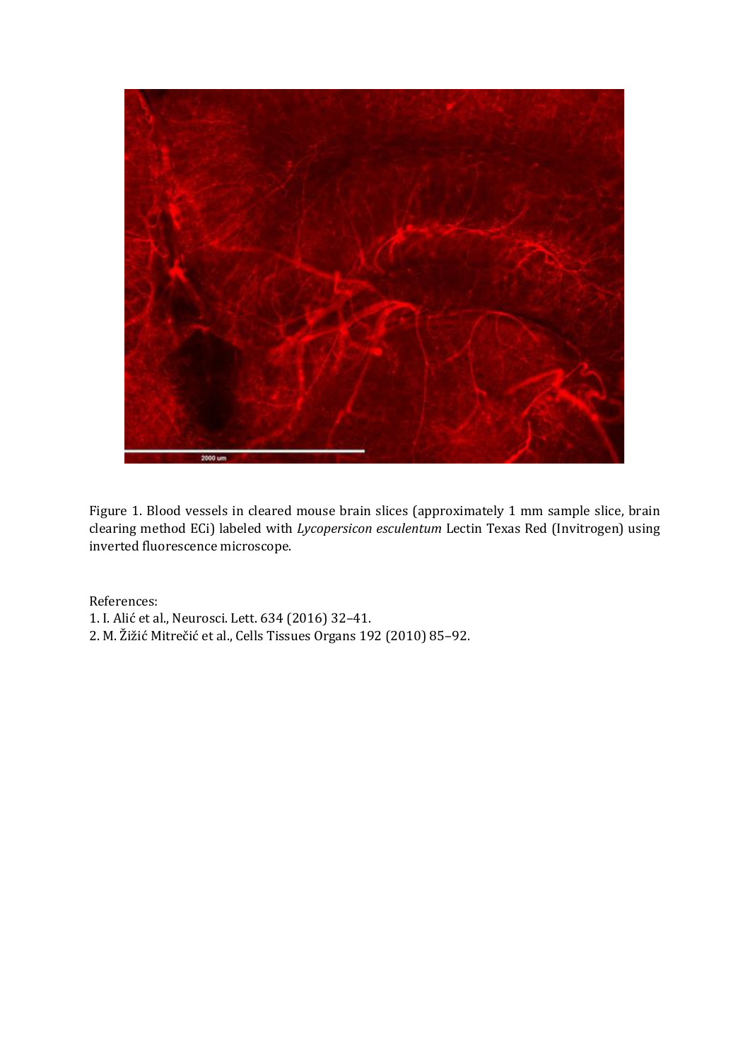Figure 1. Blood vessels in cleared mouse brain slices (approximately 1 mm sample slice, brain clearing method ECi) labeled with *Lycopersicon esculentum* Lectin Texas Red (Invitrogen) using inverted fluorescence microscope.

References:

1. I. Alić et al., Neurosci. Lett. 634 (2016) 32–41.
2. M. Žižić Mitrečić et al., Cells Tissues Organs 192 (2010) 85–92.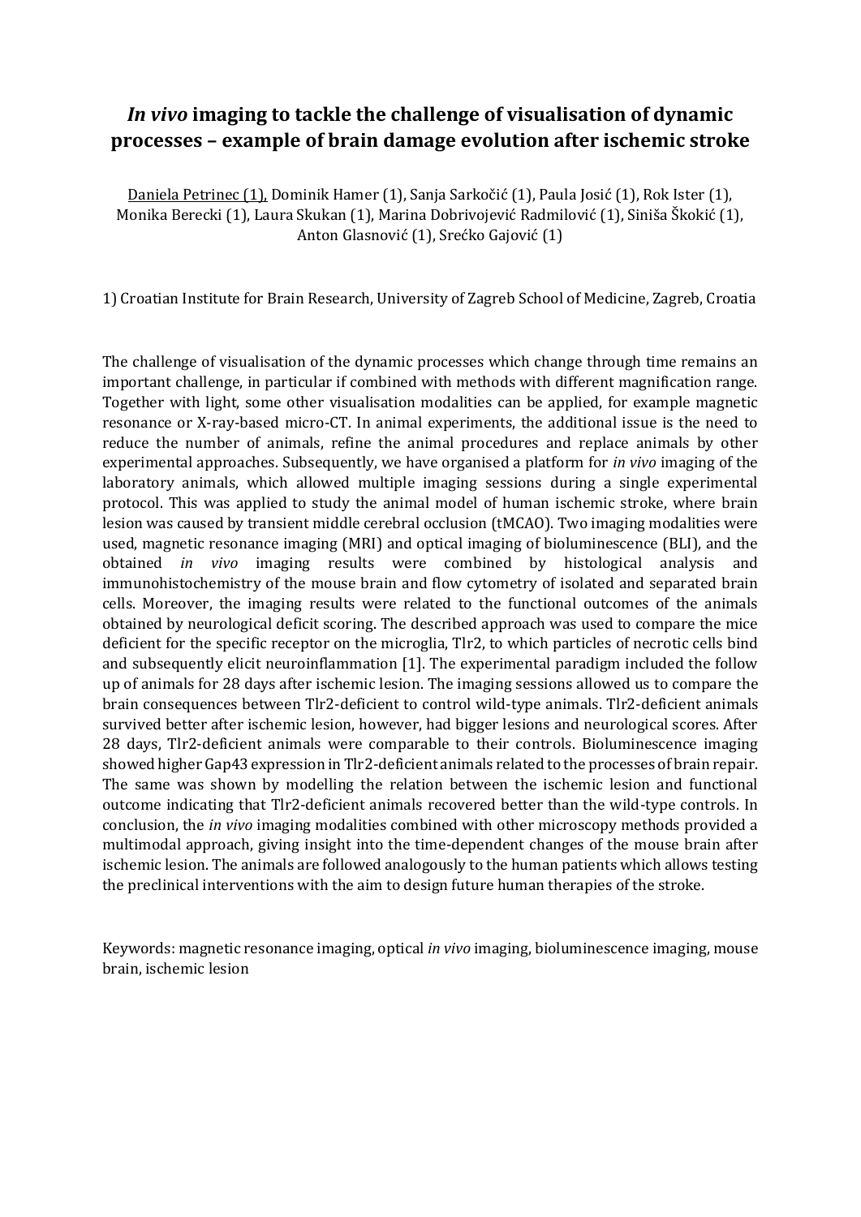# *In vivo* imaging to tackle the challenge of visualisation of dynamic processes – example of brain damage evolution after ischemic stroke

Daniela Petrinec (1), Dominik Hamer (1), Sanja Sarkočić (1), Paula Josić (1), Rok Ister (1), Monika Berecki (1), Laura Skukan (1), Marina Dobrivojević Radmilović (1), Siniša Škokić (1), Anton Glasnović (1), Srećko Gajović (1)

1) Croatian Institute for Brain Research, University of Zagreb School of Medicine, Zagreb, Croatia

The challenge of visualisation of the dynamic processes which change through time remains an important challenge, in particular if combined with methods with different magnification range. Together with light, some other visualisation modalities can be applied, for example magnetic resonance or X-ray-based micro-CT. In animal experiments, the additional issue is the need to reduce the number of animals, refine the animal procedures and replace animals by other experimental approaches. Subsequently, we have organised a platform for *in vivo* imaging of the laboratory animals, which allowed multiple imaging sessions during a single experimental protocol. This was applied to study the animal model of human ischemic stroke, where brain lesion was caused by transient middle cerebral occlusion (tMCAO). Two imaging modalities were used, magnetic resonance imaging (MRI) and optical imaging of bioluminescence (BLI), and the obtained *in vivo* imaging results were combined by histological analysis and immunohistochemistry of the mouse brain and flow cytometry of isolated and separated brain cells. Moreover, the imaging results were related to the functional outcomes of the animals obtained by neurological deficit scoring. The described approach was used to compare the mice deficient for the specific receptor on the microglia, Tlr2, to which particles of necrotic cells bind and subsequently elicit neuroinflammation [1]. The experimental paradigm included the follow up of animals for 28 days after ischemic lesion. The imaging sessions allowed us to compare the brain consequences between Tlr2-deficient to control wild-type animals. Tlr2-deficient animals survived better after ischemic lesion, however, had bigger lesions and neurological scores. After 28 days, Tlr2-deficient animals were comparable to their controls. Bioluminescence imaging showed higher Gap43 expression in Tlr2-deficient animals related to the processes of brain repair. The same was shown by modelling the relation between the ischemic lesion and functional outcome indicating that Tlr2-deficient animals recovered better than the wild-type controls. In conclusion, the *in vivo* imaging modalities combined with other microscopy methods provided a multimodal approach, giving insight into the time-dependent changes of the mouse brain after ischemic lesion. The animals are followed analogously to the human patients which allows testing the preclinical interventions with the aim to design future human therapies of the stroke.

Keywords: magnetic resonance imaging, optical *in vivo* imaging, bioluminescence imaging, mouse brain, ischemic lesion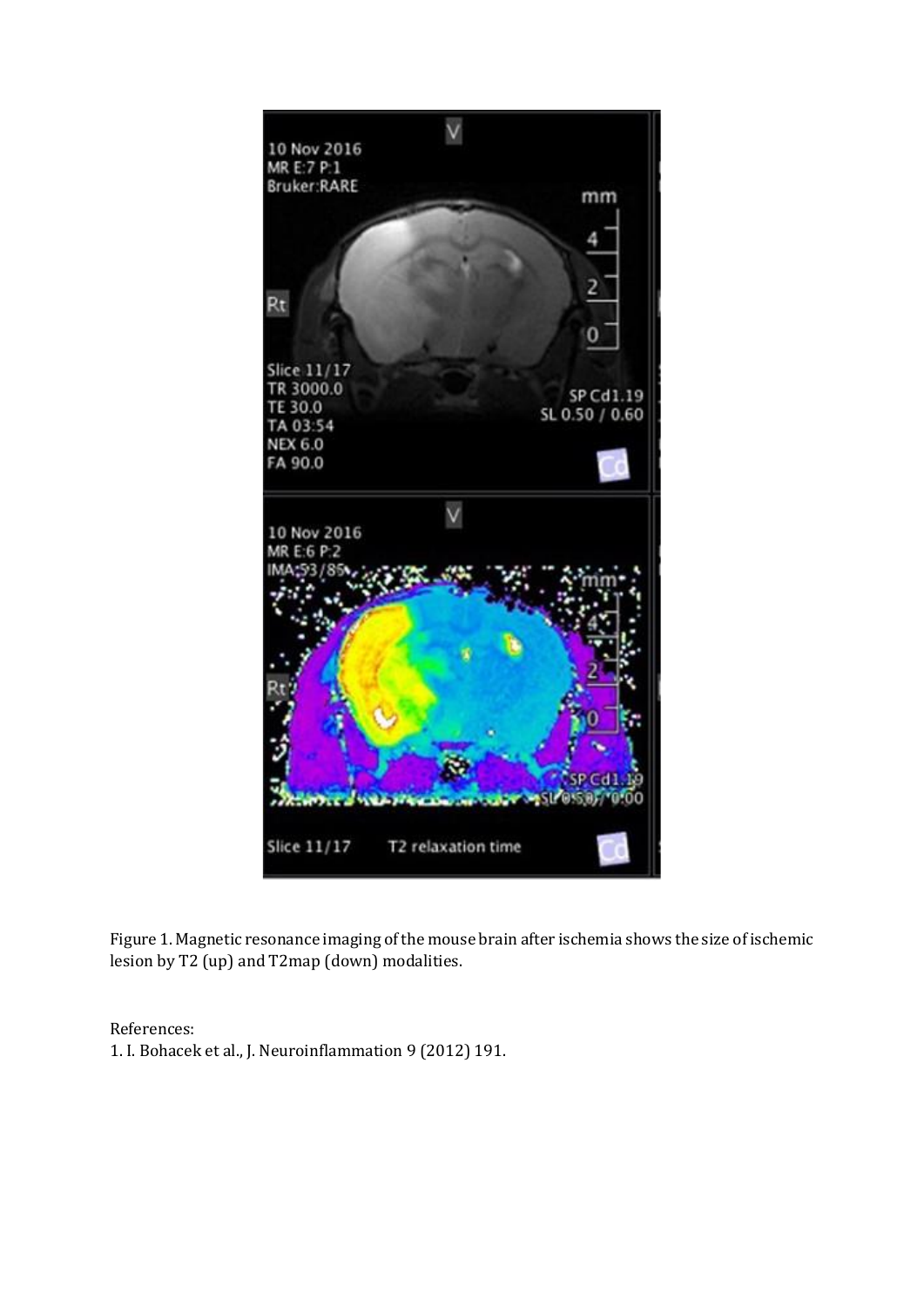Figure 1. Magnetic resonance imaging of the mouse brain after ischemia shows the size of ischemic lesion by T2 (up) and T2map (down) modalities.

References:

1. I. Bohacek et al., J. Neuroinflammation 9 (2012) 191.